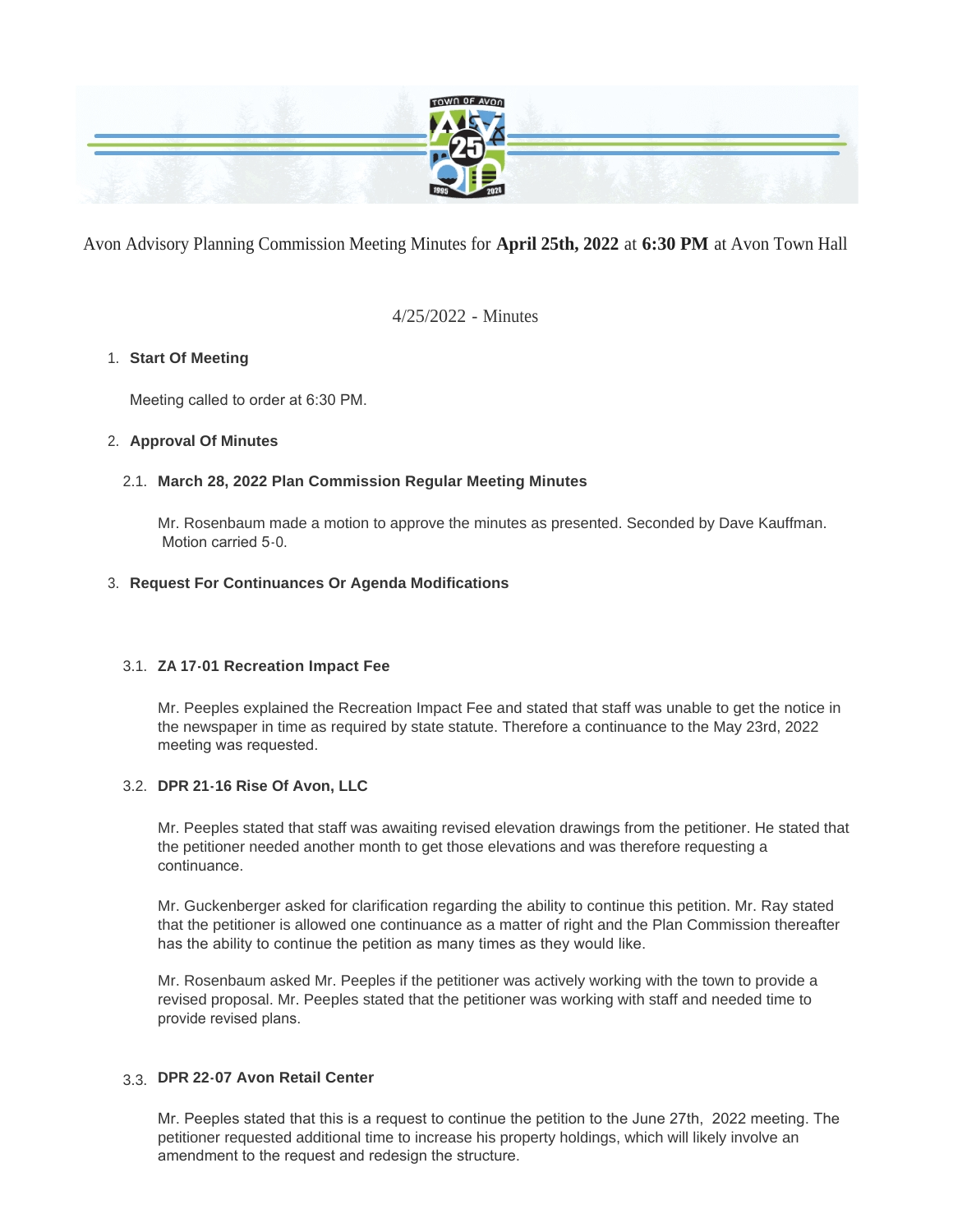Avon Advisory Planning Commission Meeting Minutes for **April 25th, 2022** at **6:30 PM** at Avon Town Hall

4/25/2022 - Minutes

1. **Start Of Meeting**

   Meeting called to order at 6:30 PM.

2. **Approval Of Minutes**

   2.1. **March 28, 2022 Plan Commission Regular Meeting Minutes**

   Mr. Rosenbaum made a motion to approve the minutes as presented. Seconded by Dave Kauffman. Motion carried 5-0.

3. **Request For Continuances Or Agenda Modifications**

   3.1. **ZA 17-01 Recreation Impact Fee**

   Mr. Peeples explained the Recreation Impact Fee and stated that staff was unable to get the notice in the newspaper in time as required by state statute. Therefore a continuance to the May 23rd, 2022 meeting was requested.

   3.2. **DPR 21-16 Rise Of Avon, LLC**

   Mr. Peeples stated that staff was awaiting revised elevation drawings from the petitioner. He stated that the petitioner needed another month to get those elevations and was therefore requesting a continuance.

   Mr. Guckenberger asked for clarification regarding the ability to continue this petition. Mr. Ray stated that the petitioner is allowed one continuance as a matter of right and the Plan Commission thereafter has the ability to continue the petition as many times as they would like.

   Mr. Rosenbaum asked Mr. Peeples if the petitioner was actively working with the town to provide a revised proposal. Mr. Peeples stated that the petitioner was working with staff and needed time to provide revised plans.

   3.3. **DPR 22-07 Avon Retail Center**

   Mr. Peeples stated that this is a request to continue the petition to the June 27th, 2022 meeting. The petitioner requested additional time to increase his property holdings, which will likely involve an amendment to the request and redesign the structure.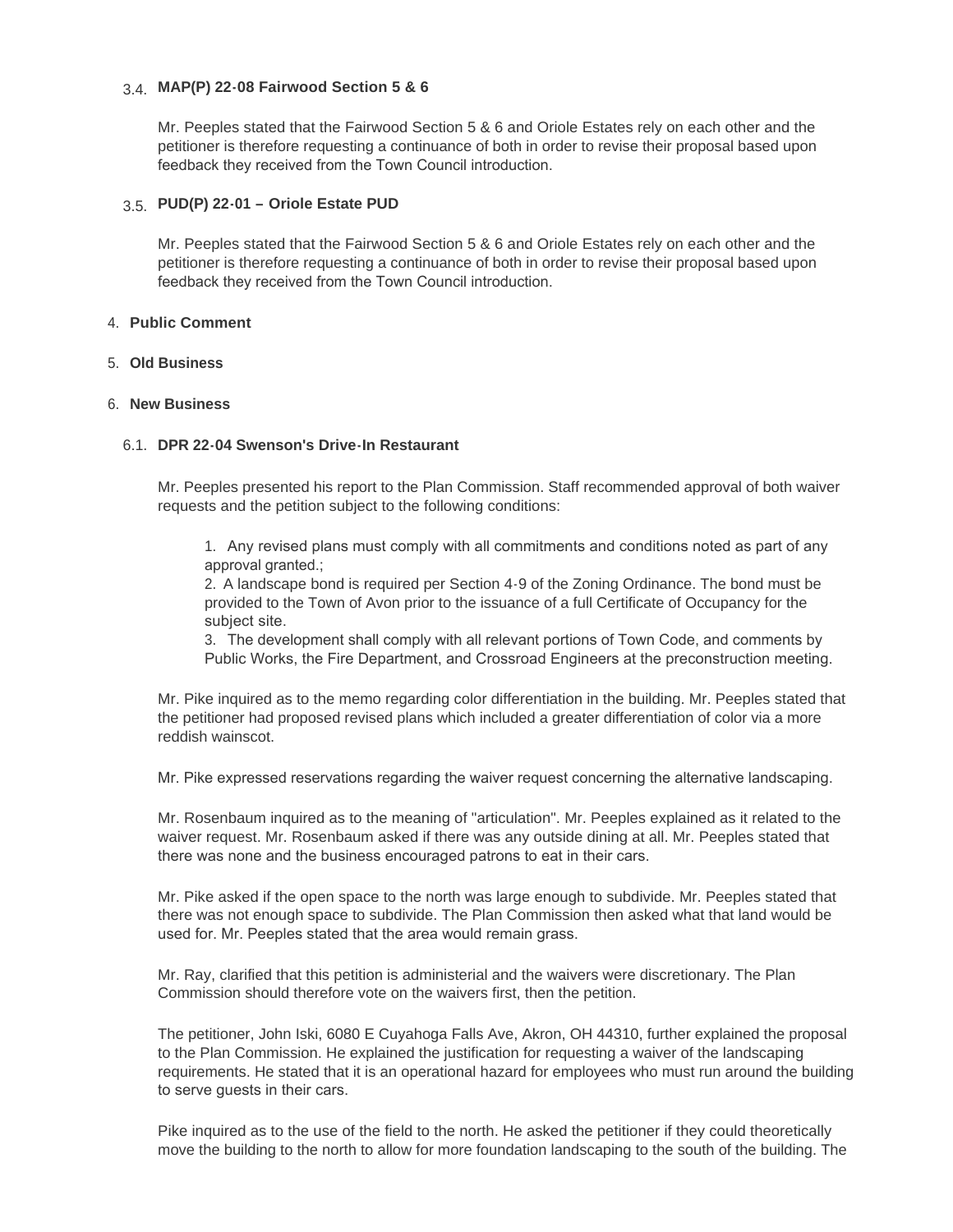### 3.4. MAP(P) 22-08 Fairwood Section 5 & 6

Mr. Peeples stated that the Fairwood Section 5 & 6 and Oriole Estates rely on each other and the petitioner is therefore requesting a continuance of both in order to revise their proposal based upon feedback they received from the Town Council introduction.

### 3.5. PUD(P) 22-01 – Oriole Estate PUD

Mr. Peeples stated that the Fairwood Section 5 & 6 and Oriole Estates rely on each other and the petitioner is therefore requesting a continuance of both in order to revise their proposal based upon feedback they received from the Town Council introduction.

## 4. Public Comment

## 5. Old Business

## 6. New Business

### 6.1. DPR 22-04 Swenson's Drive-In Restaurant

Mr. Peeples presented his report to the Plan Commission. Staff recommended approval of both waiver requests and the petition subject to the following conditions:

1. Any revised plans must comply with all commitments and conditions noted as part of any approval granted.;
2. A landscape bond is required per Section 4-9 of the Zoning Ordinance. The bond must be provided to the Town of Avon prior to the issuance of a full Certificate of Occupancy for the subject site.
3. The development shall comply with all relevant portions of Town Code, and comments by Public Works, the Fire Department, and Crossroad Engineers at the preconstruction meeting.

Mr. Pike inquired as to the memo regarding color differentiation in the building. Mr. Peeples stated that the petitioner had proposed revised plans which included a greater differentiation of color via a more reddish wainscot.

Mr. Pike expressed reservations regarding the waiver request concerning the alternative landscaping.

Mr. Rosenbaum inquired as to the meaning of "articulation". Mr. Peeples explained as it related to the waiver request. Mr. Rosenbaum asked if there was any outside dining at all. Mr. Peeples stated that there was none and the business encouraged patrons to eat in their cars.

Mr. Pike asked if the open space to the north was large enough to subdivide. Mr. Peeples stated that there was not enough space to subdivide. The Plan Commission then asked what that land would be used for. Mr. Peeples stated that the area would remain grass.

Mr. Ray, clarified that this petition is administerial and the waivers were discretionary. The Plan Commission should therefore vote on the waivers first, then the petition.

The petitioner, John Iski, 6080 E Cuyahoga Falls Ave, Akron, OH 44310, further explained the proposal to the Plan Commission. He explained the justification for requesting a waiver of the landscaping requirements. He stated that it is an operational hazard for employees who must run around the building to serve guests in their cars.

Pike inquired as to the use of the field to the north. He asked the petitioner if they could theoretically move the building to the north to allow for more foundation landscaping to the south of the building. The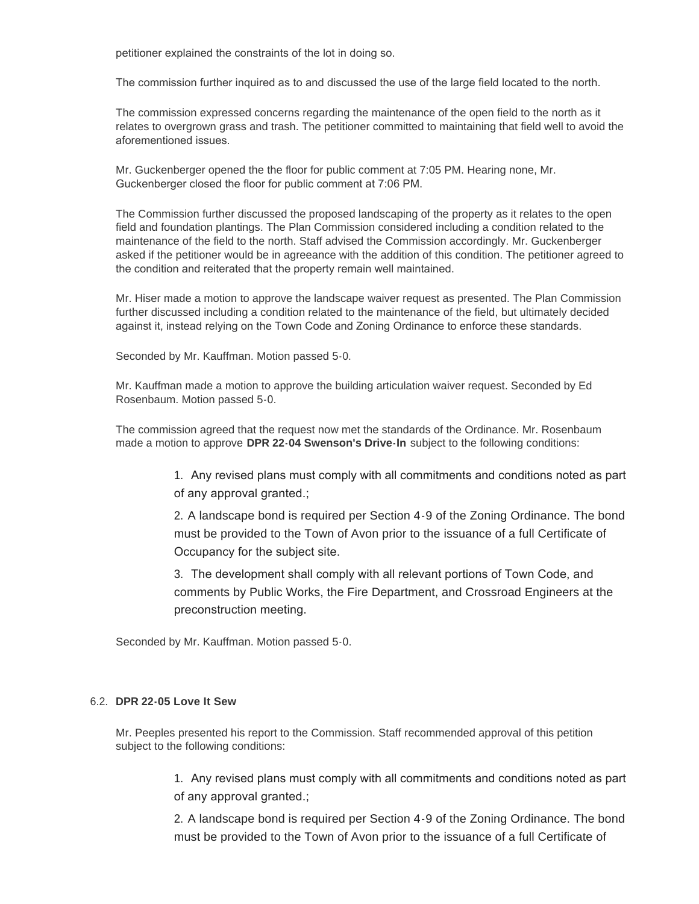petitioner explained the constraints of the lot in doing so.

The commission further inquired as to and discussed the use of the large field located to the north.

The commission expressed concerns regarding the maintenance of the open field to the north as it relates to overgrown grass and trash. The petitioner committed to maintaining that field well to avoid the aforementioned issues.

Mr. Guckenberger opened the the floor for public comment at 7:05 PM. Hearing none, Mr. Guckenberger closed the floor for public comment at 7:06 PM.

The Commission further discussed the proposed landscaping of the property as it relates to the open field and foundation plantings. The Plan Commission considered including a condition related to the maintenance of the field to the north. Staff advised the Commission accordingly. Mr. Guckenberger asked if the petitioner would be in agreeance with the addition of this condition. The petitioner agreed to the condition and reiterated that the property remain well maintained.

Mr. Hiser made a motion to approve the landscape waiver request as presented. The Plan Commission further discussed including a condition related to the maintenance of the field, but ultimately decided against it, instead relying on the Town Code and Zoning Ordinance to enforce these standards.

Seconded by Mr. Kauffman. Motion passed 5-0.

Mr. Kauffman made a motion to approve the building articulation waiver request. Seconded by Ed Rosenbaum. Motion passed 5-0.

The commission agreed that the request now met the standards of the Ordinance. Mr. Rosenbaum made a motion to approve **DPR 22-04 Swenson's Drive-In** subject to the following conditions:

1. Any revised plans must comply with all commitments and conditions noted as part of any approval granted.;
2. A landscape bond is required per Section 4-9 of the Zoning Ordinance. The bond must be provided to the Town of Avon prior to the issuance of a full Certificate of Occupancy for the subject site.
3. The development shall comply with all relevant portions of Town Code, and comments by Public Works, the Fire Department, and Crossroad Engineers at the preconstruction meeting.

Seconded by Mr. Kauffman. Motion passed 5-0.

6.2. **DPR 22-05 Love It Sew**

Mr. Peeples presented his report to the Commission. Staff recommended approval of this petition subject to the following conditions:

1. Any revised plans must comply with all commitments and conditions noted as part of any approval granted.;
2. A landscape bond is required per Section 4-9 of the Zoning Ordinance. The bond must be provided to the Town of Avon prior to the issuance of a full Certificate of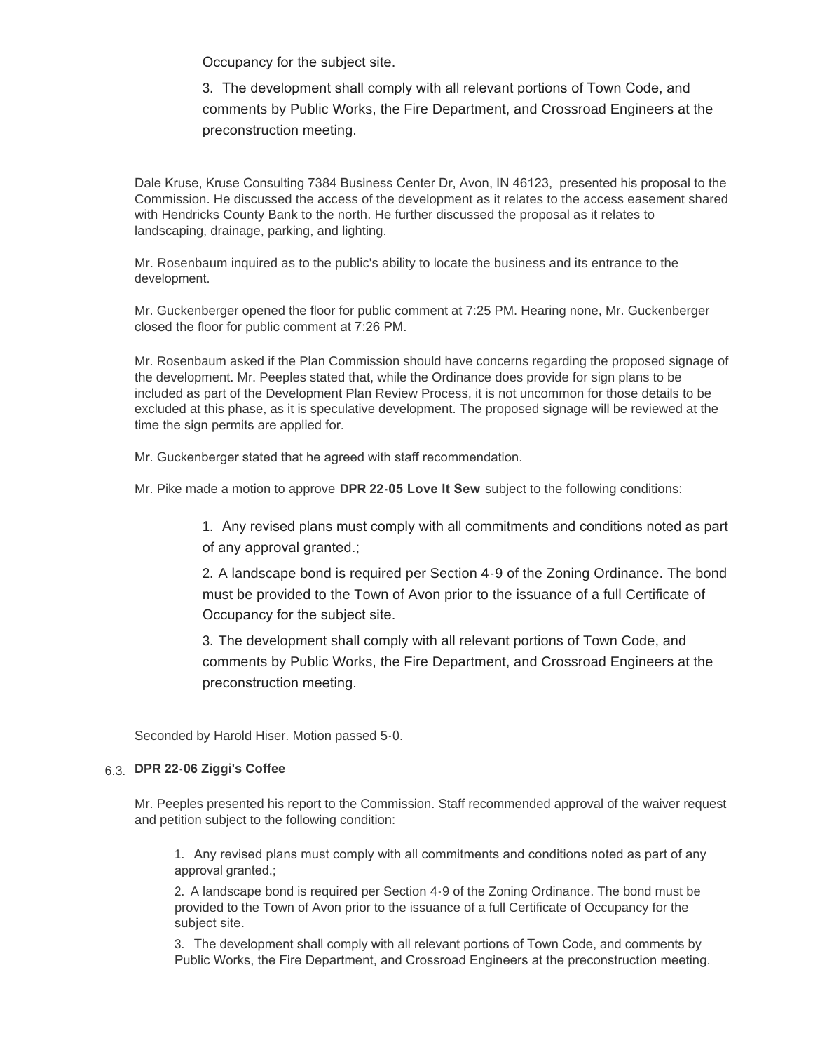Occupancy for the subject site.

3. The development shall comply with all relevant portions of Town Code, and comments by Public Works, the Fire Department, and Crossroad Engineers at the preconstruction meeting.

Dale Kruse, Kruse Consulting 7384 Business Center Dr, Avon, IN 46123, presented his proposal to the Commission. He discussed the access of the development as it relates to the access easement shared with Hendricks County Bank to the north. He further discussed the proposal as it relates to landscaping, drainage, parking, and lighting.

Mr. Rosenbaum inquired as to the public's ability to locate the business and its entrance to the development.

Mr. Guckenberger opened the floor for public comment at 7:25 PM. Hearing none, Mr. Guckenberger closed the floor for public comment at 7:26 PM.

Mr. Rosenbaum asked if the Plan Commission should have concerns regarding the proposed signage of the development. Mr. Peeples stated that, while the Ordinance does provide for sign plans to be included as part of the Development Plan Review Process, it is not uncommon for those details to be excluded at this phase, as it is speculative development. The proposed signage will be reviewed at the time the sign permits are applied for.

Mr. Guckenberger stated that he agreed with staff recommendation.

Mr. Pike made a motion to approve **DPR 22-05 Love It Sew** subject to the following conditions:

1. Any revised plans must comply with all commitments and conditions noted as part of any approval granted.;
2. A landscape bond is required per Section 4-9 of the Zoning Ordinance. The bond must be provided to the Town of Avon prior to the issuance of a full Certificate of Occupancy for the subject site.
3. The development shall comply with all relevant portions of Town Code, and comments by Public Works, the Fire Department, and Crossroad Engineers at the preconstruction meeting.

Seconded by Harold Hiser. Motion passed 5-0.

### 6.3. DPR 22-06 Ziggi's Coffee

Mr. Peeples presented his report to the Commission. Staff recommended approval of the waiver request and petition subject to the following condition:

1. Any revised plans must comply with all commitments and conditions noted as part of any approval granted.;
2. A landscape bond is required per Section 4-9 of the Zoning Ordinance. The bond must be provided to the Town of Avon prior to the issuance of a full Certificate of Occupancy for the subject site.
3. The development shall comply with all relevant portions of Town Code, and comments by Public Works, the Fire Department, and Crossroad Engineers at the preconstruction meeting.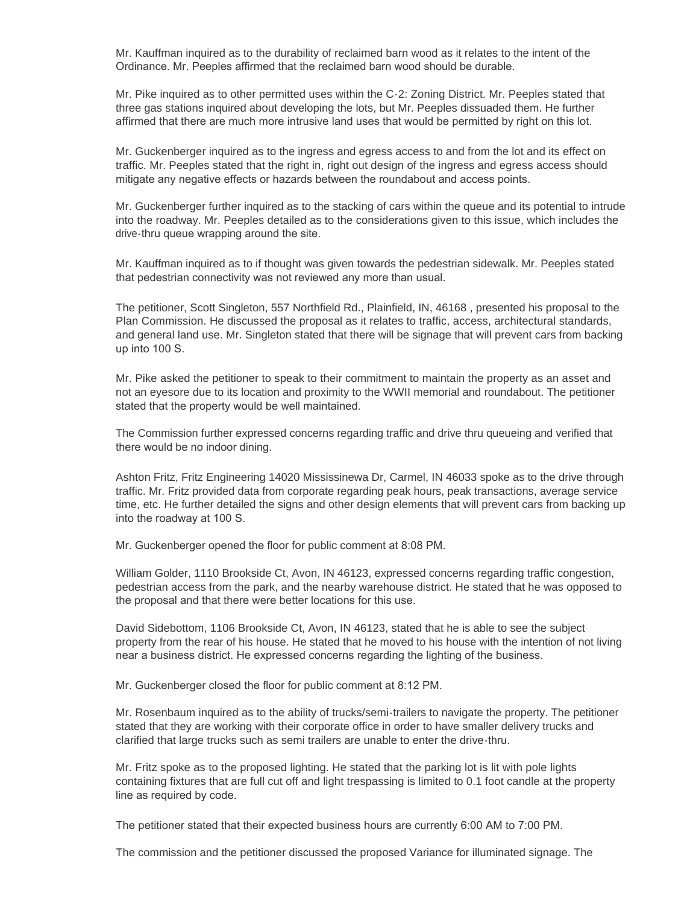Mr. Kauffman inquired as to the durability of reclaimed barn wood as it relates to the intent of the Ordinance. Mr. Peeples affirmed that the reclaimed barn wood should be durable.

Mr. Pike inquired as to other permitted uses within the C-2: Zoning District. Mr. Peeples stated that three gas stations inquired about developing the lots, but Mr. Peeples dissuaded them. He further affirmed that there are much more intrusive land uses that would be permitted by right on this lot.

Mr. Guckenberger inquired as to the ingress and egress access to and from the lot and its effect on traffic. Mr. Peeples stated that the right in, right out design of the ingress and egress access should mitigate any negative effects or hazards between the roundabout and access points.

Mr. Guckenberger further inquired as to the stacking of cars within the queue and its potential to intrude into the roadway. Mr. Peeples detailed as to the considerations given to this issue, which includes the drive-thru queue wrapping around the site.

Mr. Kauffman inquired as to if thought was given towards the pedestrian sidewalk. Mr. Peeples stated that pedestrian connectivity was not reviewed any more than usual.

The petitioner, Scott Singleton, 557 Northfield Rd., Plainfield, IN, 46168 , presented his proposal to the Plan Commission. He discussed the proposal as it relates to traffic, access, architectural standards, and general land use. Mr. Singleton stated that there will be signage that will prevent cars from backing up into 100 S.

Mr. Pike asked the petitioner to speak to their commitment to maintain the property as an asset and not an eyesore due to its location and proximity to the WWII memorial and roundabout. The petitioner stated that the property would be well maintained.

The Commission further expressed concerns regarding traffic and drive thru queueing and verified that there would be no indoor dining.

Ashton Fritz, Fritz Engineering 14020 Mississinewa Dr, Carmel, IN 46033 spoke as to the drive through traffic. Mr. Fritz provided data from corporate regarding peak hours, peak transactions, average service time, etc. He further detailed the signs and other design elements that will prevent cars from backing up into the roadway at 100 S.

Mr. Guckenberger opened the floor for public comment at 8:08 PM.

William Golder, 1110 Brookside Ct, Avon, IN 46123, expressed concerns regarding traffic congestion, pedestrian access from the park, and the nearby warehouse district. He stated that he was opposed to the proposal and that there were better locations for this use.

David Sidebottom, 1106 Brookside Ct, Avon, IN 46123, stated that he is able to see the subject property from the rear of his house. He stated that he moved to his house with the intention of not living near a business district. He expressed concerns regarding the lighting of the business.

Mr. Guckenberger closed the floor for public comment at 8:12 PM.

Mr. Rosenbaum inquired as to the ability of trucks/semi-trailers to navigate the property. The petitioner stated that they are working with their corporate office in order to have smaller delivery trucks and clarified that large trucks such as semi trailers are unable to enter the drive-thru.

Mr. Fritz spoke as to the proposed lighting. He stated that the parking lot is lit with pole lights containing fixtures that are full cut off and light trespassing is limited to 0.1 foot candle at the property line as required by code.

The petitioner stated that their expected business hours are currently 6:00 AM to 7:00 PM.

The commission and the petitioner discussed the proposed Variance for illuminated signage. The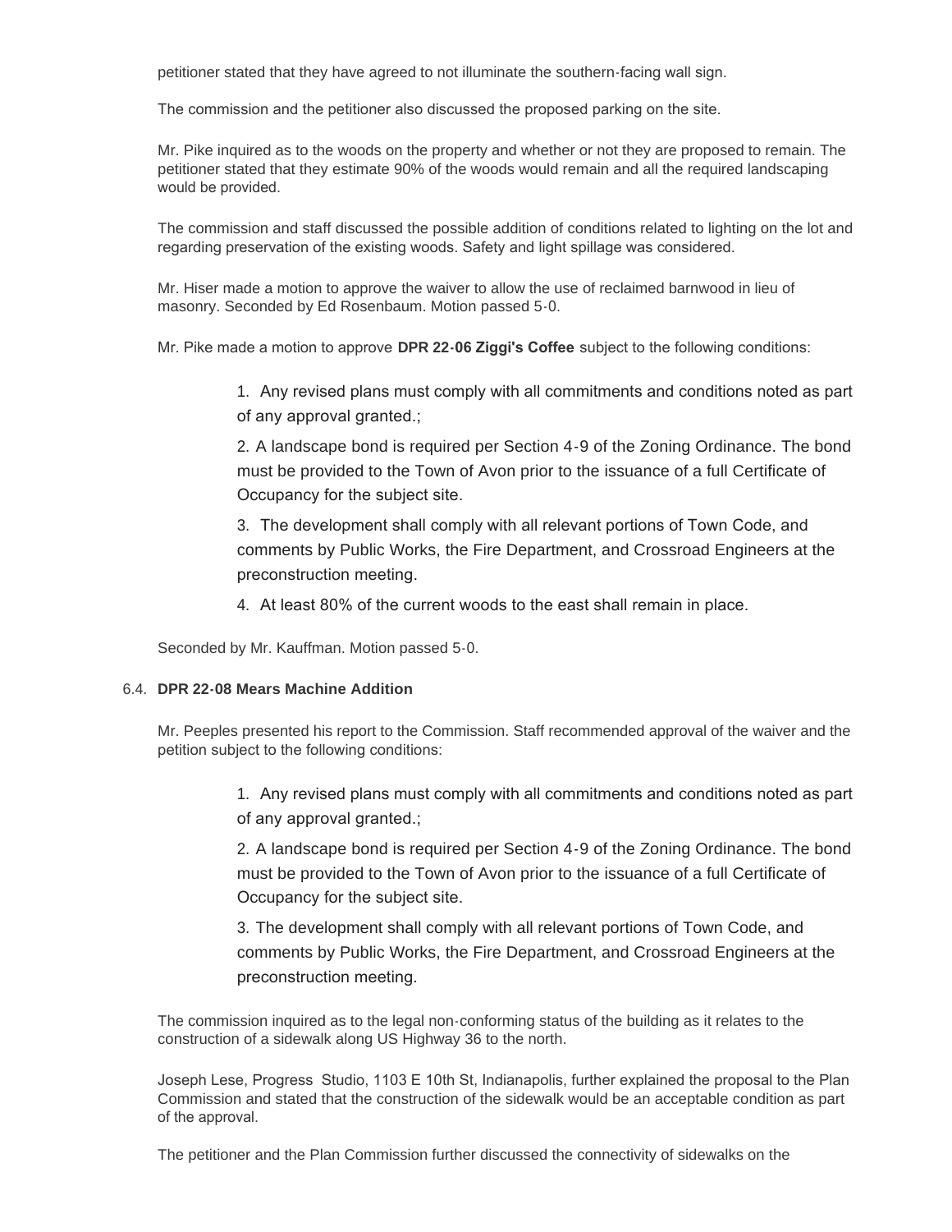petitioner stated that they have agreed to not illuminate the southern-facing wall sign.

The commission and the petitioner also discussed the proposed parking on the site.

Mr. Pike inquired as to the woods on the property and whether or not they are proposed to remain. The petitioner stated that they estimate 90% of the woods would remain and all the required landscaping would be provided.

The commission and staff discussed the possible addition of conditions related to lighting on the lot and regarding preservation of the existing woods. Safety and light spillage was considered.

Mr. Hiser made a motion to approve the waiver to allow the use of reclaimed barnwood in lieu of masonry. Seconded by Ed Rosenbaum. Motion passed 5-0.

Mr. Pike made a motion to approve **DPR 22-06 Ziggi's Coffee** subject to the following conditions:

> 1. Any revised plans must comply with all commitments and conditions noted as part of any approval granted.;
>
> 2. A landscape bond is required per Section 4-9 of the Zoning Ordinance. The bond must be provided to the Town of Avon prior to the issuance of a full Certificate of Occupancy for the subject site.
>
> 3. The development shall comply with all relevant portions of Town Code, and comments by Public Works, the Fire Department, and Crossroad Engineers at the preconstruction meeting.
>
> 4. At least 80% of the current woods to the east shall remain in place.

Seconded by Mr. Kauffman. Motion passed 5-0.

### 6.4. DPR 22-08 Mears Machine Addition

Mr. Peeples presented his report to the Commission. Staff recommended approval of the waiver and the petition subject to the following conditions:

> 1. Any revised plans must comply with all commitments and conditions noted as part of any approval granted.;
>
> 2. A landscape bond is required per Section 4-9 of the Zoning Ordinance. The bond must be provided to the Town of Avon prior to the issuance of a full Certificate of Occupancy for the subject site.
>
> 3. The development shall comply with all relevant portions of Town Code, and comments by Public Works, the Fire Department, and Crossroad Engineers at the preconstruction meeting.

The commission inquired as to the legal non-conforming status of the building as it relates to the construction of a sidewalk along US Highway 36 to the north.

Joseph Lese, Progress Studio, 1103 E 10th St, Indianapolis, further explained the proposal to the Plan Commission and stated that the construction of the sidewalk would be an acceptable condition as part of the approval.

The petitioner and the Plan Commission further discussed the connectivity of sidewalks on the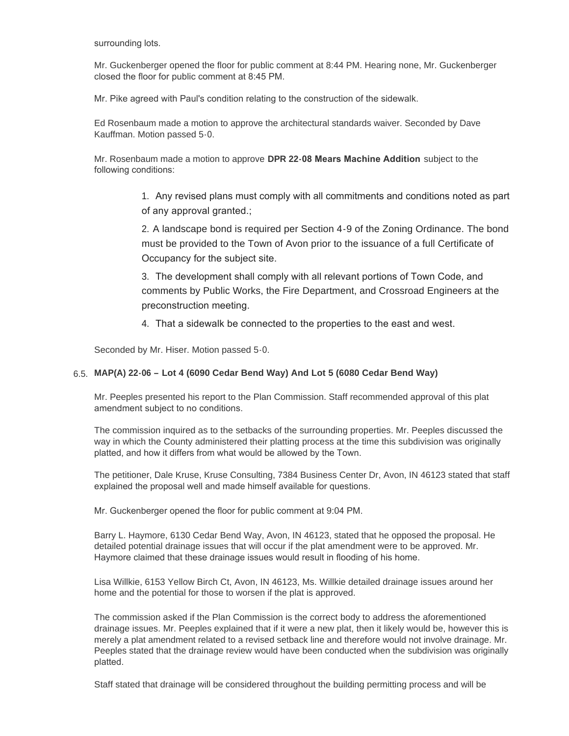surrounding lots.

Mr. Guckenberger opened the floor for public comment at 8:44 PM. Hearing none, Mr. Guckenberger closed the floor for public comment at 8:45 PM.

Mr. Pike agreed with Paul's condition relating to the construction of the sidewalk.

Ed Rosenbaum made a motion to approve the architectural standards waiver. Seconded by Dave Kauffman. Motion passed 5-0.

Mr. Rosenbaum made a motion to approve **DPR 22-08 Mears Machine Addition** subject to the following conditions:

1. Any revised plans must comply with all commitments and conditions noted as part of any approval granted.;
2. A landscape bond is required per Section 4-9 of the Zoning Ordinance. The bond must be provided to the Town of Avon prior to the issuance of a full Certificate of Occupancy for the subject site.
3. The development shall comply with all relevant portions of Town Code, and comments by Public Works, the Fire Department, and Crossroad Engineers at the preconstruction meeting.
4. That a sidewalk be connected to the properties to the east and west.

Seconded by Mr. Hiser. Motion passed 5-0.

### 6.5. MAP(A) 22-06 – Lot 4 (6090 Cedar Bend Way) And Lot 5 (6080 Cedar Bend Way)

Mr. Peeples presented his report to the Plan Commission. Staff recommended approval of this plat amendment subject to no conditions.

The commission inquired as to the setbacks of the surrounding properties. Mr. Peeples discussed the way in which the County administered their platting process at the time this subdivision was originally platted, and how it differs from what would be allowed by the Town.

The petitioner, Dale Kruse, Kruse Consulting, 7384 Business Center Dr, Avon, IN 46123 stated that staff explained the proposal well and made himself available for questions.

Mr. Guckenberger opened the floor for public comment at 9:04 PM.

Barry L. Haymore, 6130 Cedar Bend Way, Avon, IN 46123, stated that he opposed the proposal. He detailed potential drainage issues that will occur if the plat amendment were to be approved. Mr. Haymore claimed that these drainage issues would result in flooding of his home.

Lisa Willkie, 6153 Yellow Birch Ct, Avon, IN 46123, Ms. Willkie detailed drainage issues around her home and the potential for those to worsen if the plat is approved.

The commission asked if the Plan Commission is the correct body to address the aforementioned drainage issues. Mr. Peeples explained that if it were a new plat, then it likely would be, however this is merely a plat amendment related to a revised setback line and therefore would not involve drainage. Mr. Peeples stated that the drainage review would have been conducted when the subdivision was originally platted.

Staff stated that drainage will be considered throughout the building permitting process and will be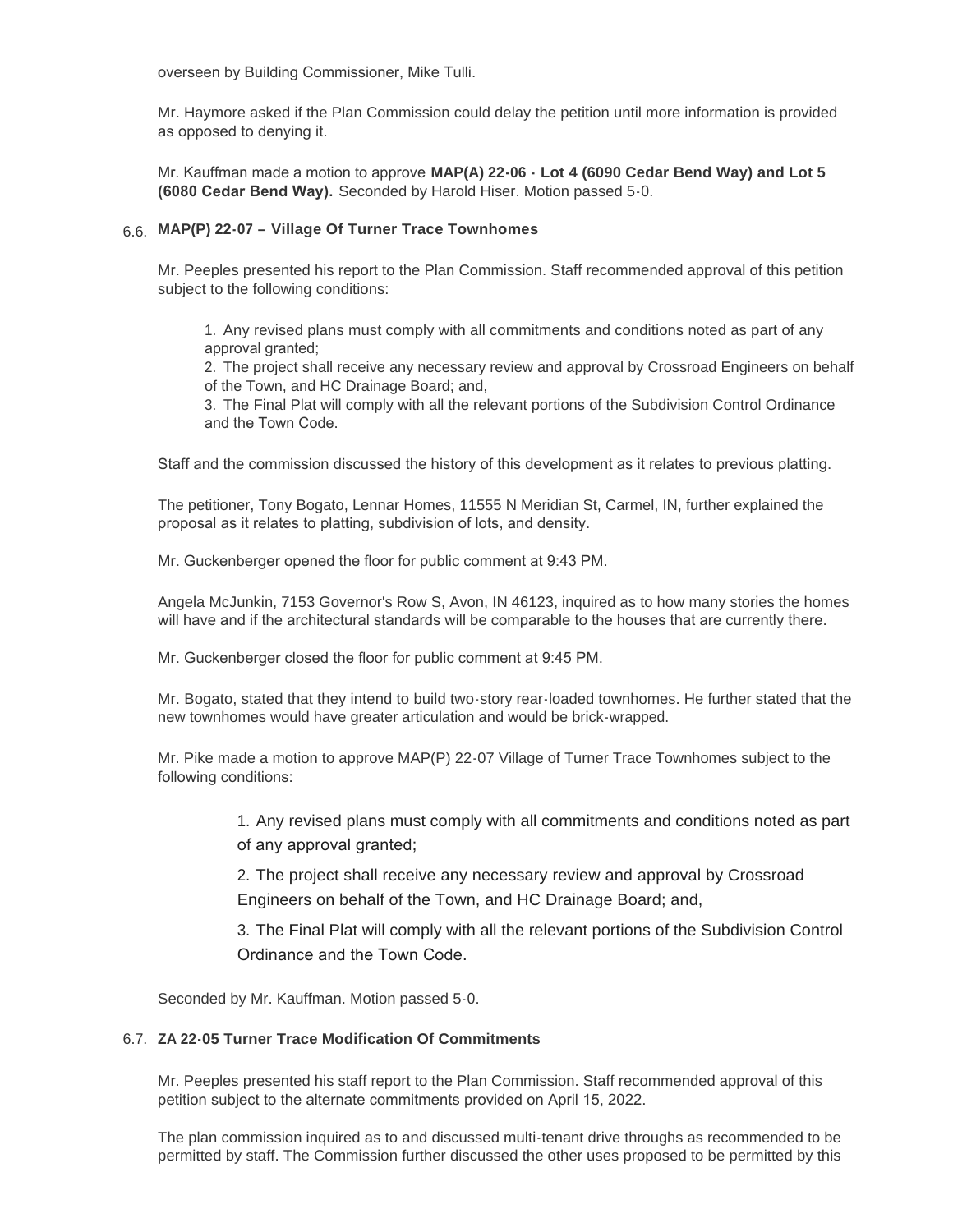overseen by Building Commissioner, Mike Tulli.

Mr. Haymore asked if the Plan Commission could delay the petition until more information is provided as opposed to denying it.

Mr. Kauffman made a motion to approve **MAP(A) 22-06 - Lot 4 (6090 Cedar Bend Way) and Lot 5 (6080 Cedar Bend Way).** Seconded by Harold Hiser. Motion passed 5-0.

### 6.6. MAP(P) 22-07 – Village Of Turner Trace Townhomes

Mr. Peeples presented his report to the Plan Commission. Staff recommended approval of this petition subject to the following conditions:

1. Any revised plans must comply with all commitments and conditions noted as part of any approval granted;
2. The project shall receive any necessary review and approval by Crossroad Engineers on behalf of the Town, and HC Drainage Board; and,
3. The Final Plat will comply with all the relevant portions of the Subdivision Control Ordinance and the Town Code.

Staff and the commission discussed the history of this development as it relates to previous platting.

The petitioner, Tony Bogato, Lennar Homes, 11555 N Meridian St, Carmel, IN, further explained the proposal as it relates to platting, subdivision of lots, and density.

Mr. Guckenberger opened the floor for public comment at 9:43 PM.

Angela McJunkin, 7153 Governor's Row S, Avon, IN 46123, inquired as to how many stories the homes will have and if the architectural standards will be comparable to the houses that are currently there.

Mr. Guckenberger closed the floor for public comment at 9:45 PM.

Mr. Bogato, stated that they intend to build two-story rear-loaded townhomes. He further stated that the new townhomes would have greater articulation and would be brick-wrapped.

Mr. Pike made a motion to approve MAP(P) 22-07 Village of Turner Trace Townhomes subject to the following conditions:

1. Any revised plans must comply with all commitments and conditions noted as part of any approval granted;
2. The project shall receive any necessary review and approval by Crossroad Engineers on behalf of the Town, and HC Drainage Board; and,
3. The Final Plat will comply with all the relevant portions of the Subdivision Control Ordinance and the Town Code.

Seconded by Mr. Kauffman. Motion passed 5-0.

### 6.7. ZA 22-05 Turner Trace Modification Of Commitments

Mr. Peeples presented his staff report to the Plan Commission. Staff recommended approval of this petition subject to the alternate commitments provided on April 15, 2022.

The plan commission inquired as to and discussed multi-tenant drive throughs as recommended to be permitted by staff. The Commission further discussed the other uses proposed to be permitted by this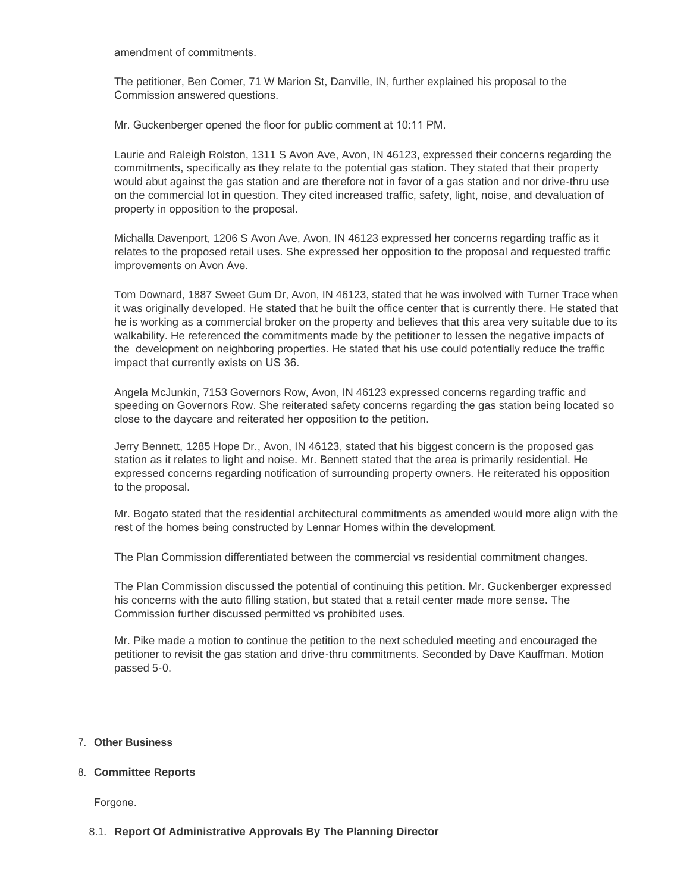amendment of commitments.

The petitioner, Ben Comer, 71 W Marion St, Danville, IN, further explained his proposal to the Commission answered questions.

Mr. Guckenberger opened the floor for public comment at 10:11 PM.

Laurie and Raleigh Rolston, 1311 S Avon Ave, Avon, IN 46123, expressed their concerns regarding the commitments, specifically as they relate to the potential gas station. They stated that their property would abut against the gas station and are therefore not in favor of a gas station and nor drive-thru use on the commercial lot in question. They cited increased traffic, safety, light, noise, and devaluation of property in opposition to the proposal.

Michalla Davenport, 1206 S Avon Ave, Avon, IN 46123 expressed her concerns regarding traffic as it relates to the proposed retail uses. She expressed her opposition to the proposal and requested traffic improvements on Avon Ave.

Tom Downard, 1887 Sweet Gum Dr, Avon, IN 46123, stated that he was involved with Turner Trace when it was originally developed. He stated that he built the office center that is currently there. He stated that he is working as a commercial broker on the property and believes that this area very suitable due to its walkability. He referenced the commitments made by the petitioner to lessen the negative impacts of the development on neighboring properties. He stated that his use could potentially reduce the traffic impact that currently exists on US 36.

Angela McJunkin, 7153 Governors Row, Avon, IN 46123 expressed concerns regarding traffic and speeding on Governors Row. She reiterated safety concerns regarding the gas station being located so close to the daycare and reiterated her opposition to the petition.

Jerry Bennett, 1285 Hope Dr., Avon, IN 46123, stated that his biggest concern is the proposed gas station as it relates to light and noise. Mr. Bennett stated that the area is primarily residential. He expressed concerns regarding notification of surrounding property owners. He reiterated his opposition to the proposal.

Mr. Bogato stated that the residential architectural commitments as amended would more align with the rest of the homes being constructed by Lennar Homes within the development.

The Plan Commission differentiated between the commercial vs residential commitment changes.

The Plan Commission discussed the potential of continuing this petition. Mr. Guckenberger expressed his concerns with the auto filling station, but stated that a retail center made more sense. The Commission further discussed permitted vs prohibited uses.

Mr. Pike made a motion to continue the petition to the next scheduled meeting and encouraged the petitioner to revisit the gas station and drive-thru commitments. Seconded by Dave Kauffman. Motion passed 5-0.

7. **Other Business**

8. **Committee Reports**

Forgone.

8.1. **Report Of Administrative Approvals By The Planning Director**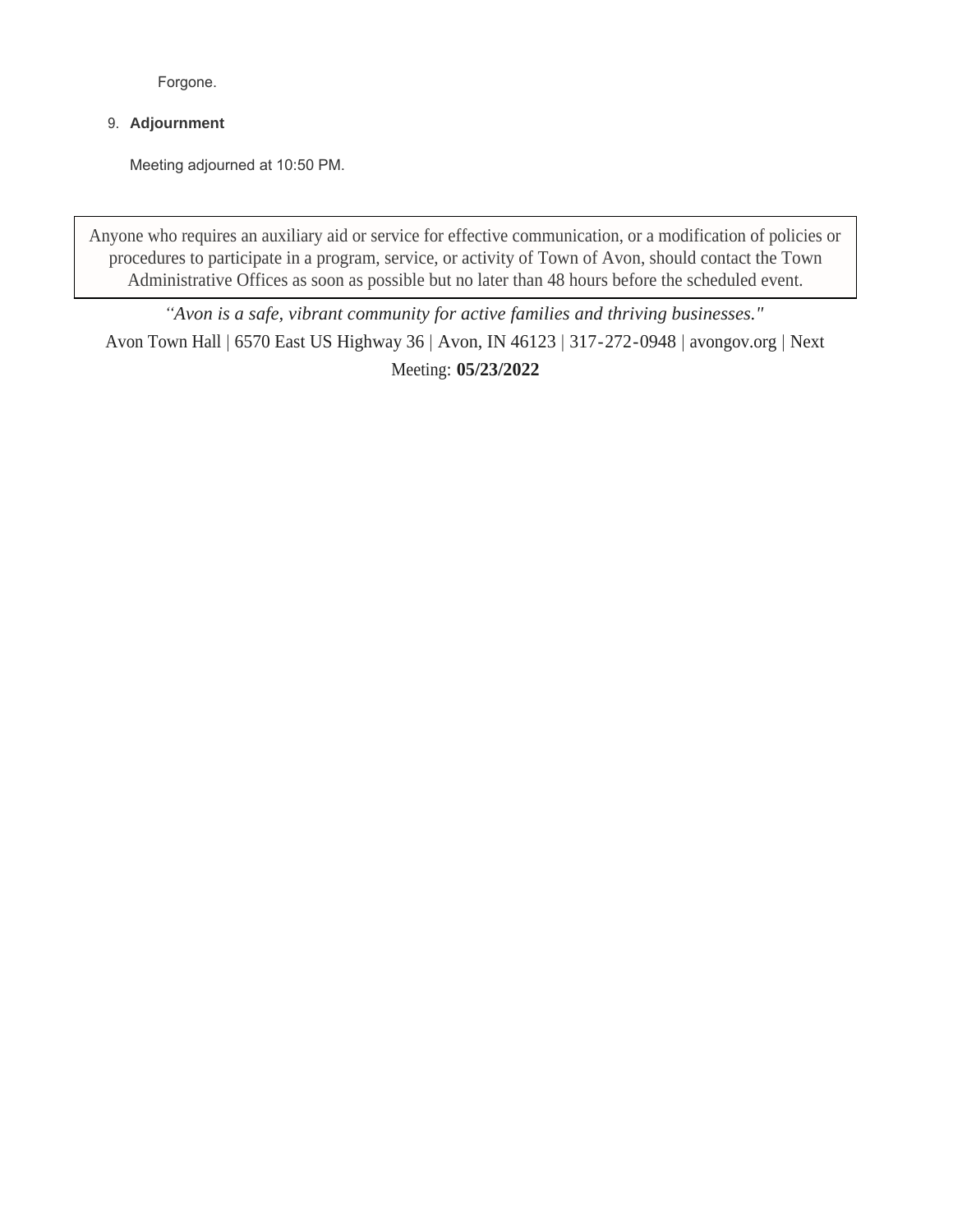Forgone.

9. **Adjournment**

Meeting adjourned at 10:50 PM.

Anyone who requires an auxiliary aid or service for effective communication, or a modification of policies or procedures to participate in a program, service, or activity of Town of Avon, should contact the Town Administrative Offices as soon as possible but no later than 48 hours before the scheduled event.

*"Avon is a safe, vibrant community for active families and thriving businesses."*

Avon Town Hall | 6570 East US Highway 36 | Avon, IN 46123 | 317-272-0948 | avongov.org | Next Meeting: **05/23/2022**